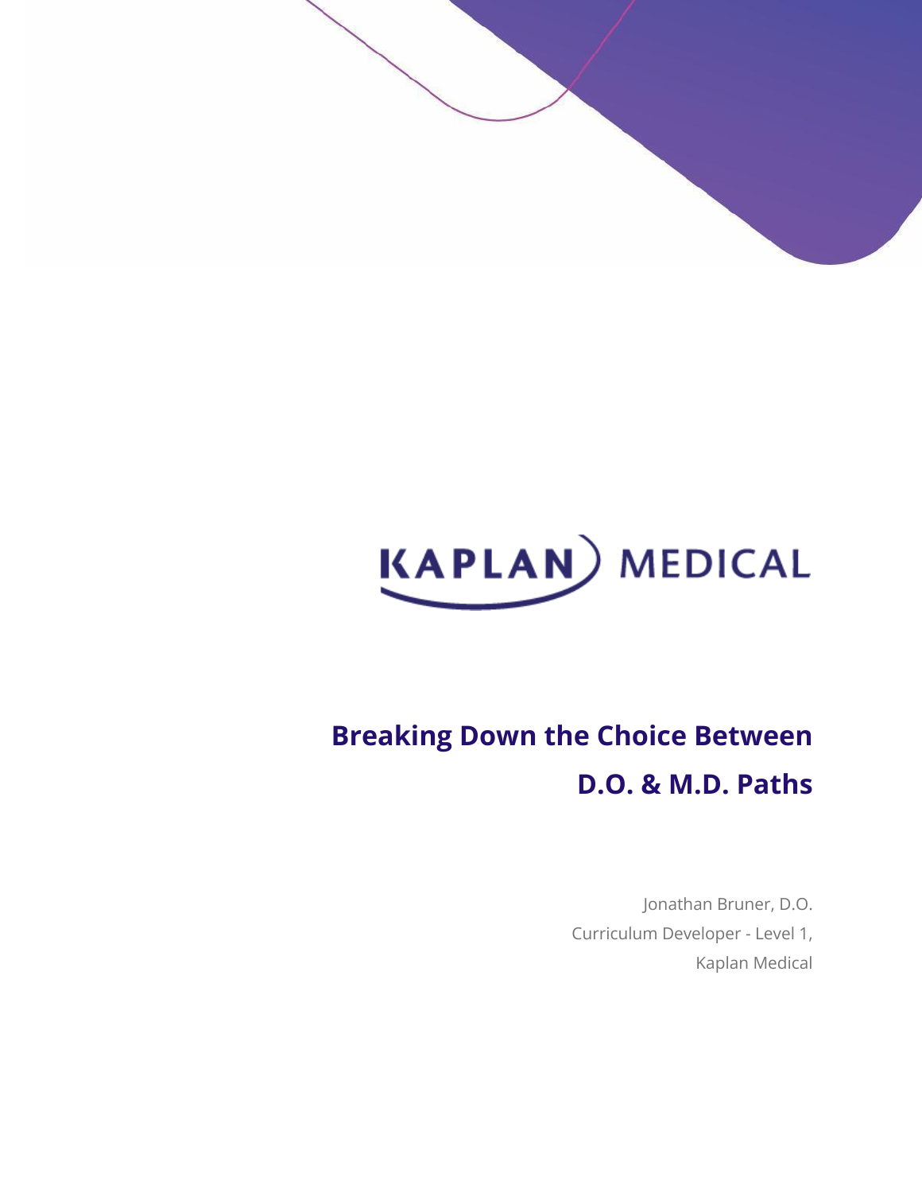KAPLAN MEDICAL

# Breaking Down the Choice Between D.O. & M.D. Paths

Jonathan Bruner, D.O.
Curriculum Developer - Level 1,
Kaplan Medical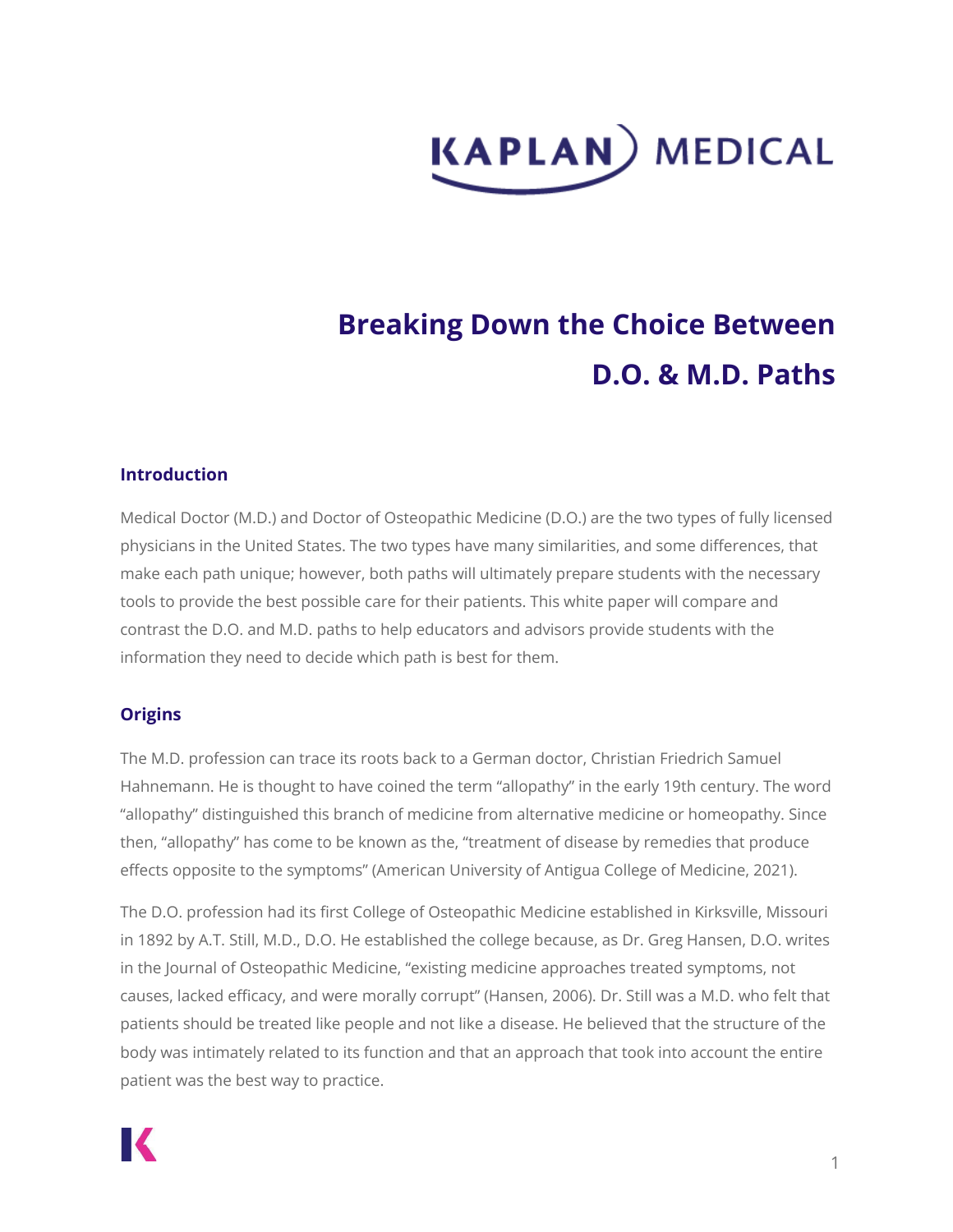# Breaking Down the Choice Between D.O. & M.D. Paths

## Introduction

Medical Doctor (M.D.) and Doctor of Osteopathic Medicine (D.O.) are the two types of fully licensed physicians in the United States. The two types have many similarities, and some differences, that make each path unique; however, both paths will ultimately prepare students with the necessary tools to provide the best possible care for their patients. This white paper will compare and contrast the D.O. and M.D. paths to help educators and advisors provide students with the information they need to decide which path is best for them.

## Origins

The M.D. profession can trace its roots back to a German doctor, Christian Friedrich Samuel Hahnemann. He is thought to have coined the term "allopathy" in the early 19th century. The word "allopathy" distinguished this branch of medicine from alternative medicine or homeopathy. Since then, "allopathy" has come to be known as the, "treatment of disease by remedies that produce effects opposite to the symptoms" (American University of Antigua College of Medicine, 2021).

The D.O. profession had its first College of Osteopathic Medicine established in Kirksville, Missouri in 1892 by A.T. Still, M.D., D.O. He established the college because, as Dr. Greg Hansen, D.O. writes in the Journal of Osteopathic Medicine, "existing medicine approaches treated symptoms, not causes, lacked efficacy, and were morally corrupt" (Hansen, 2006). Dr. Still was a M.D. who felt that patients should be treated like people and not like a disease. He believed that the structure of the body was intimately related to its function and that an approach that took into account the entire patient was the best way to practice.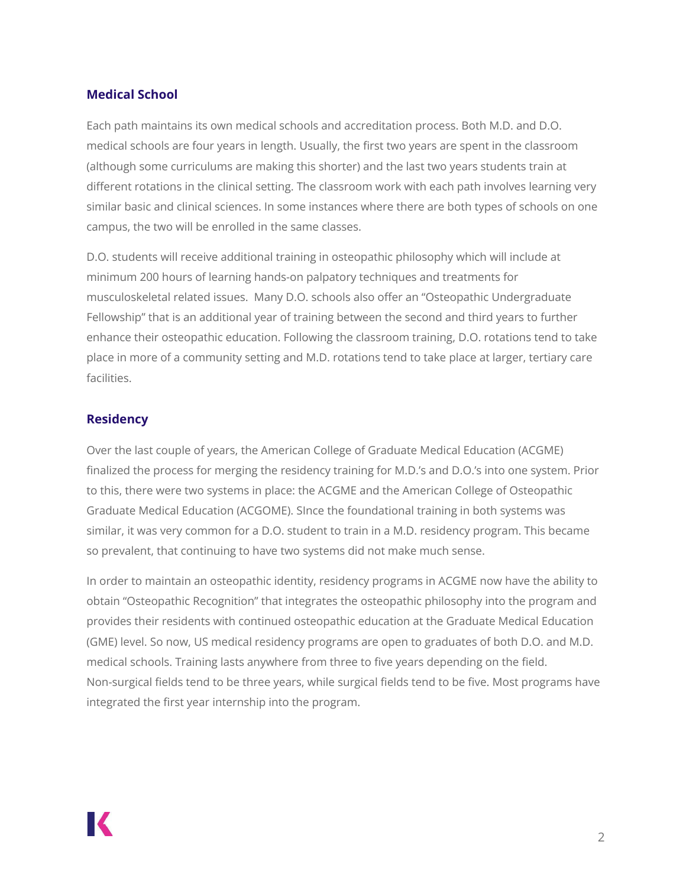## Medical School

Each path maintains its own medical schools and accreditation process. Both M.D. and D.O. medical schools are four years in length. Usually, the first two years are spent in the classroom (although some curriculums are making this shorter) and the last two years students train at different rotations in the clinical setting. The classroom work with each path involves learning very similar basic and clinical sciences. In some instances where there are both types of schools on one campus, the two will be enrolled in the same classes.

D.O. students will receive additional training in osteopathic philosophy which will include at minimum 200 hours of learning hands-on palpatory techniques and treatments for musculoskeletal related issues.  Many D.O. schools also offer an "Osteopathic Undergraduate Fellowship" that is an additional year of training between the second and third years to further enhance their osteopathic education. Following the classroom training, D.O. rotations tend to take place in more of a community setting and M.D. rotations tend to take place at larger, tertiary care facilities.

## Residency

Over the last couple of years, the American College of Graduate Medical Education (ACGME) finalized the process for merging the residency training for M.D.'s and D.O.'s into one system. Prior to this, there were two systems in place: the ACGME and the American College of Osteopathic Graduate Medical Education (ACGOME). SInce the foundational training in both systems was similar, it was very common for a D.O. student to train in a M.D. residency program. This became so prevalent, that continuing to have two systems did not make much sense.

In order to maintain an osteopathic identity, residency programs in ACGME now have the ability to obtain "Osteopathic Recognition" that integrates the osteopathic philosophy into the program and provides their residents with continued osteopathic education at the Graduate Medical Education (GME) level. So now, US medical residency programs are open to graduates of both D.O. and M.D. medical schools. Training lasts anywhere from three to five years depending on the field. Non-surgical fields tend to be three years, while surgical fields tend to be five. Most programs have integrated the first year internship into the program.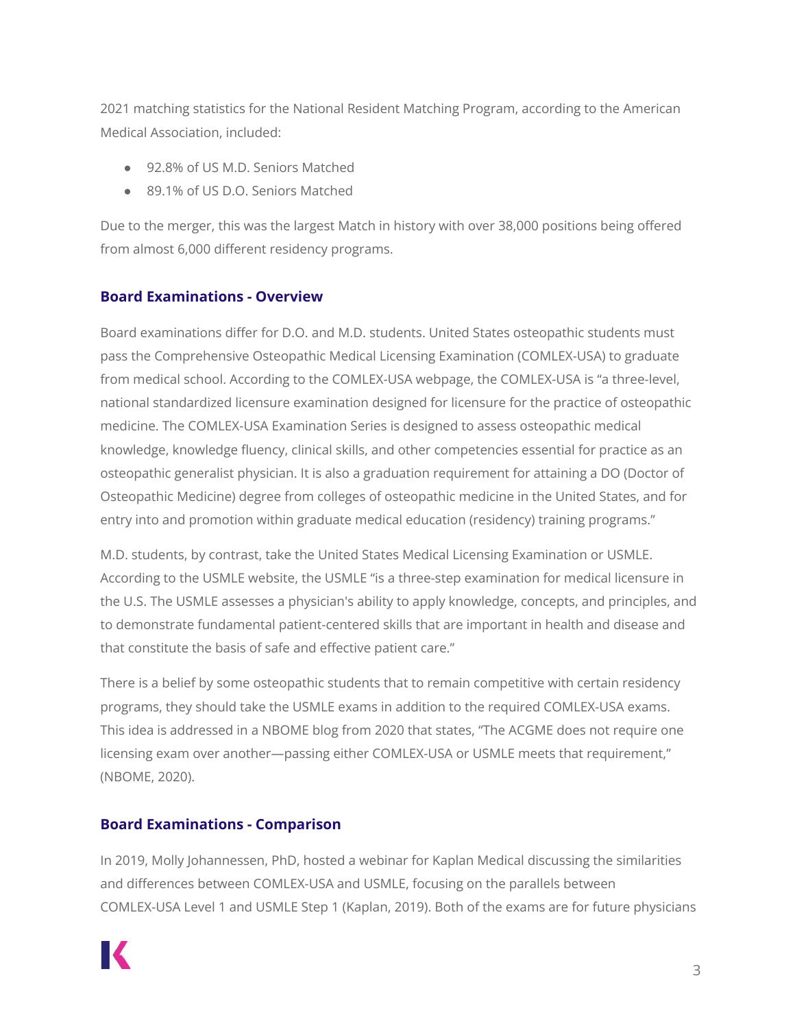2021 matching statistics for the National Resident Matching Program, according to the American Medical Association, included:

- 92.8% of US M.D. Seniors Matched
- 89.1% of US D.O. Seniors Matched

Due to the merger, this was the largest Match in history with over 38,000 positions being offered from almost 6,000 different residency programs.

## Board Examinations - Overview

Board examinations differ for D.O. and M.D. students. United States osteopathic students must pass the Comprehensive Osteopathic Medical Licensing Examination (COMLEX-USA) to graduate from medical school. According to the COMLEX-USA webpage, the COMLEX-USA is "a three-level, national standardized licensure examination designed for licensure for the practice of osteopathic medicine. The COMLEX-USA Examination Series is designed to assess osteopathic medical knowledge, knowledge fluency, clinical skills, and other competencies essential for practice as an osteopathic generalist physician. It is also a graduation requirement for attaining a DO (Doctor of Osteopathic Medicine) degree from colleges of osteopathic medicine in the United States, and for entry into and promotion within graduate medical education (residency) training programs."

M.D. students, by contrast, take the United States Medical Licensing Examination or USMLE. According to the USMLE website, the USMLE "is a three-step examination for medical licensure in the U.S. The USMLE assesses a physician's ability to apply knowledge, concepts, and principles, and to demonstrate fundamental patient-centered skills that are important in health and disease and that constitute the basis of safe and effective patient care."

There is a belief by some osteopathic students that to remain competitive with certain residency programs, they should take the USMLE exams in addition to the required COMLEX-USA exams. This idea is addressed in a NBOME blog from 2020 that states, "The ACGME does not require one licensing exam over another—passing either COMLEX-USA or USMLE meets that requirement," (NBOME, 2020).

## Board Examinations - Comparison

In 2019, Molly Johannessen, PhD, hosted a webinar for Kaplan Medical discussing the similarities and differences between COMLEX-USA and USMLE, focusing on the parallels between COMLEX-USA Level 1 and USMLE Step 1 (Kaplan, 2019). Both of the exams are for future physicians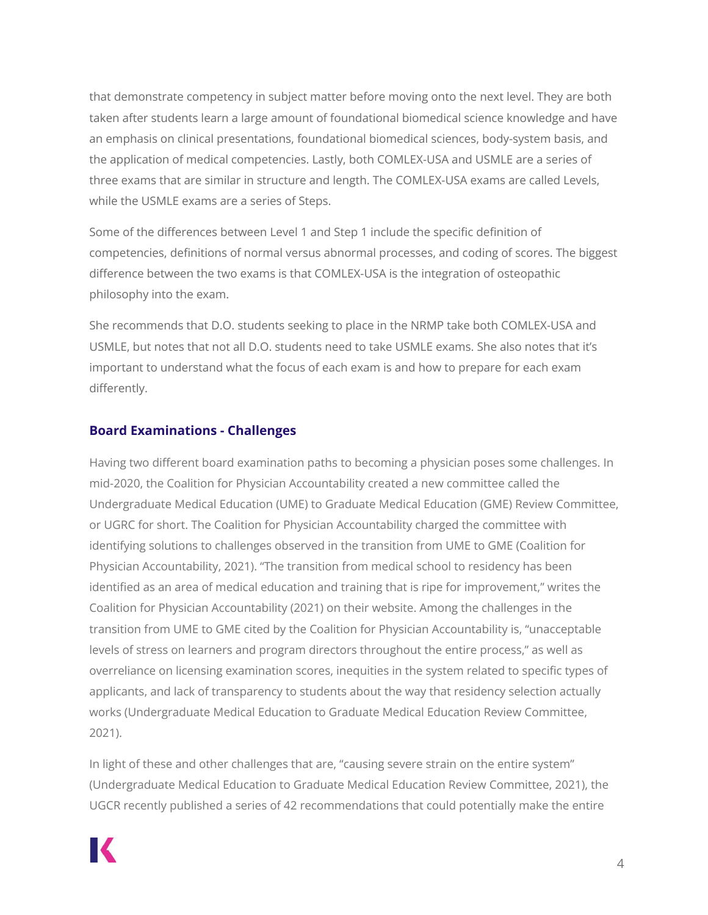that demonstrate competency in subject matter before moving onto the next level. They are both taken after students learn a large amount of foundational biomedical science knowledge and have an emphasis on clinical presentations, foundational biomedical sciences, body-system basis, and the application of medical competencies. Lastly, both COMLEX-USA and USMLE are a series of three exams that are similar in structure and length. The COMLEX-USA exams are called Levels, while the USMLE exams are a series of Steps.

Some of the differences between Level 1 and Step 1 include the specific definition of competencies, definitions of normal versus abnormal processes, and coding of scores. The biggest difference between the two exams is that COMLEX-USA is the integration of osteopathic philosophy into the exam.

She recommends that D.O. students seeking to place in the NRMP take both COMLEX-USA and USMLE, but notes that not all D.O. students need to take USMLE exams. She also notes that it's important to understand what the focus of each exam is and how to prepare for each exam differently.

### Board Examinations - Challenges

Having two different board examination paths to becoming a physician poses some challenges. In mid-2020, the Coalition for Physician Accountability created a new committee called the Undergraduate Medical Education (UME) to Graduate Medical Education (GME) Review Committee, or UGRC for short. The Coalition for Physician Accountability charged the committee with identifying solutions to challenges observed in the transition from UME to GME (Coalition for Physician Accountability, 2021). "The transition from medical school to residency has been identified as an area of medical education and training that is ripe for improvement," writes the Coalition for Physician Accountability (2021) on their website. Among the challenges in the transition from UME to GME cited by the Coalition for Physician Accountability is, "unacceptable levels of stress on learners and program directors throughout the entire process," as well as overreliance on licensing examination scores, inequities in the system related to specific types of applicants, and lack of transparency to students about the way that residency selection actually works (Undergraduate Medical Education to Graduate Medical Education Review Committee, 2021).

In light of these and other challenges that are, "causing severe strain on the entire system" (Undergraduate Medical Education to Graduate Medical Education Review Committee, 2021), the UGCR recently published a series of 42 recommendations that could potentially make the entire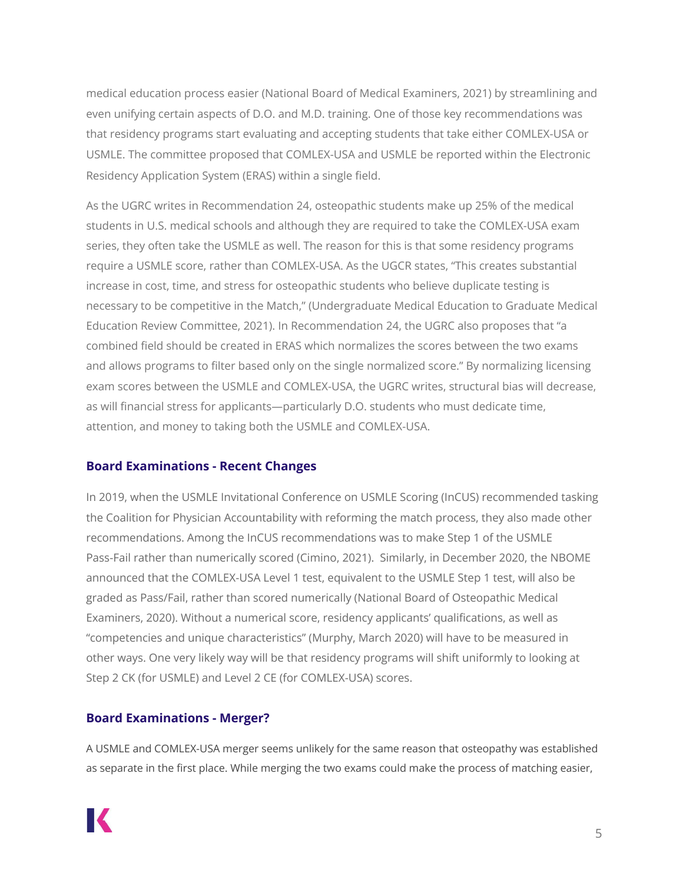medical education process easier (National Board of Medical Examiners, 2021) by streamlining and even unifying certain aspects of D.O. and M.D. training. One of those key recommendations was that residency programs start evaluating and accepting students that take either COMLEX-USA or USMLE. The committee proposed that COMLEX-USA and USMLE be reported within the Electronic Residency Application System (ERAS) within a single field.

As the UGRC writes in Recommendation 24, osteopathic students make up 25% of the medical students in U.S. medical schools and although they are required to take the COMLEX-USA exam series, they often take the USMLE as well. The reason for this is that some residency programs require a USMLE score, rather than COMLEX-USA. As the UGCR states, "This creates substantial increase in cost, time, and stress for osteopathic students who believe duplicate testing is necessary to be competitive in the Match," (Undergraduate Medical Education to Graduate Medical Education Review Committee, 2021). In Recommendation 24, the UGRC also proposes that "a combined field should be created in ERAS which normalizes the scores between the two exams and allows programs to filter based only on the single normalized score." By normalizing licensing exam scores between the USMLE and COMLEX-USA, the UGRC writes, structural bias will decrease, as will financial stress for applicants—particularly D.O. students who must dedicate time, attention, and money to taking both the USMLE and COMLEX-USA.

### Board Examinations - Recent Changes

In 2019, when the USMLE Invitational Conference on USMLE Scoring (InCUS) recommended tasking the Coalition for Physician Accountability with reforming the match process, they also made other recommendations. Among the InCUS recommendations was to make Step 1 of the USMLE Pass-Fail rather than numerically scored (Cimino, 2021). Similarly, in December 2020, the NBOME announced that the COMLEX-USA Level 1 test, equivalent to the USMLE Step 1 test, will also be graded as Pass/Fail, rather than scored numerically (National Board of Osteopathic Medical Examiners, 2020). Without a numerical score, residency applicants' qualifications, as well as "competencies and unique characteristics" (Murphy, March 2020) will have to be measured in other ways. One very likely way will be that residency programs will shift uniformly to looking at Step 2 CK (for USMLE) and Level 2 CE (for COMLEX-USA) scores.

### Board Examinations - Merger?

A USMLE and COMLEX-USA merger seems unlikely for the same reason that osteopathy was established as separate in the first place. While merging the two exams could make the process of matching easier,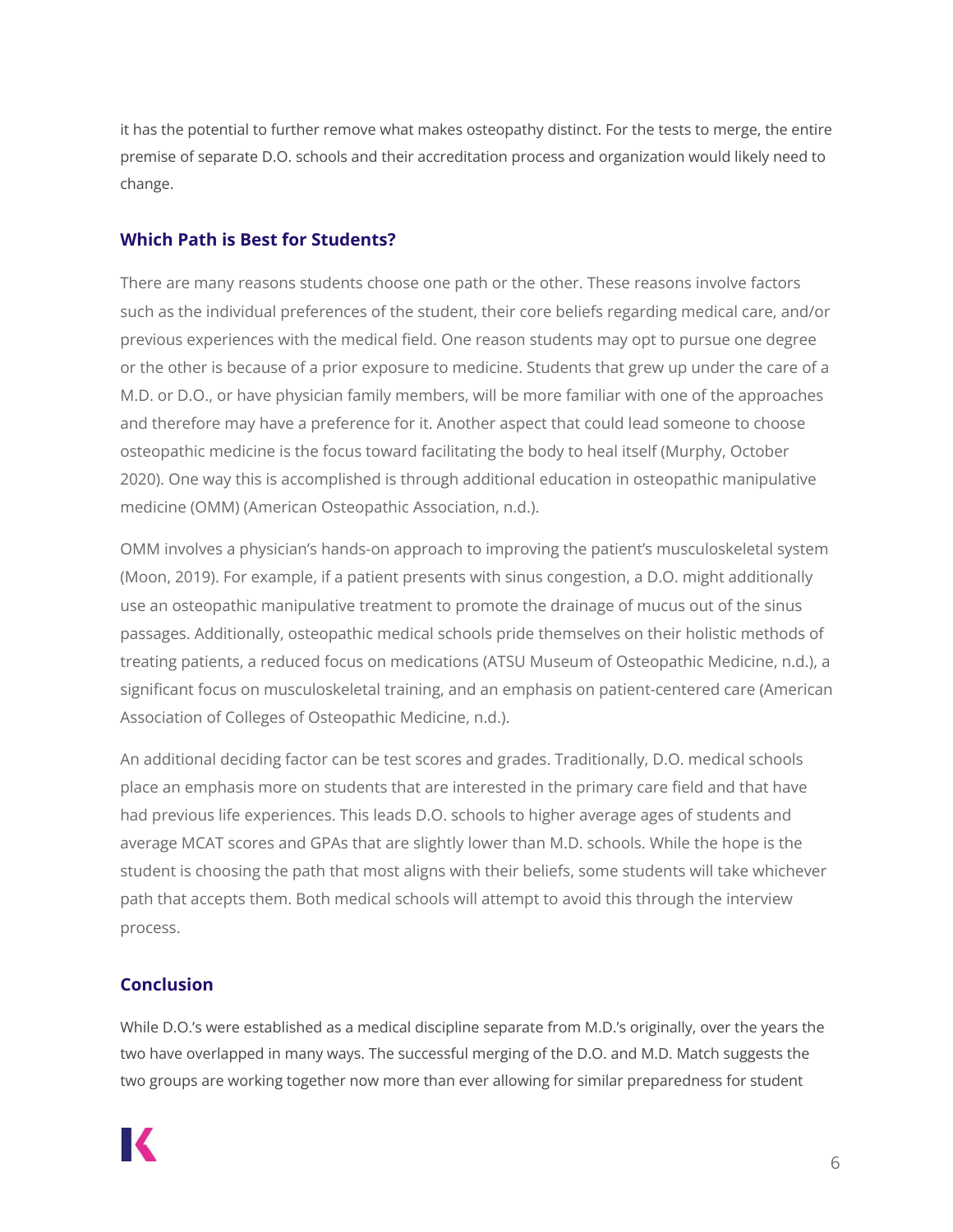it has the potential to further remove what makes osteopathy distinct. For the tests to merge, the entire premise of separate D.O. schools and their accreditation process and organization would likely need to change.

## Which Path is Best for Students?

There are many reasons students choose one path or the other. These reasons involve factors such as the individual preferences of the student, their core beliefs regarding medical care, and/or previous experiences with the medical field. One reason students may opt to pursue one degree or the other is because of a prior exposure to medicine. Students that grew up under the care of a M.D. or D.O., or have physician family members, will be more familiar with one of the approaches and therefore may have a preference for it. Another aspect that could lead someone to choose osteopathic medicine is the focus toward facilitating the body to heal itself (Murphy, October 2020). One way this is accomplished is through additional education in osteopathic manipulative medicine (OMM) (American Osteopathic Association, n.d.).

OMM involves a physician's hands-on approach to improving the patient's musculoskeletal system (Moon, 2019). For example, if a patient presents with sinus congestion, a D.O. might additionally use an osteopathic manipulative treatment to promote the drainage of mucus out of the sinus passages. Additionally, osteopathic medical schools pride themselves on their holistic methods of treating patients, a reduced focus on medications (ATSU Museum of Osteopathic Medicine, n.d.), a significant focus on musculoskeletal training, and an emphasis on patient-centered care (American Association of Colleges of Osteopathic Medicine, n.d.).

An additional deciding factor can be test scores and grades. Traditionally, D.O. medical schools place an emphasis more on students that are interested in the primary care field and that have had previous life experiences. This leads D.O. schools to higher average ages of students and average MCAT scores and GPAs that are slightly lower than M.D. schools. While the hope is the student is choosing the path that most aligns with their beliefs, some students will take whichever path that accepts them. Both medical schools will attempt to avoid this through the interview process.

## Conclusion

While D.O.'s were established as a medical discipline separate from M.D.'s originally, over the years the two have overlapped in many ways. The successful merging of the D.O. and M.D. Match suggests the two groups are working together now more than ever allowing for similar preparedness for student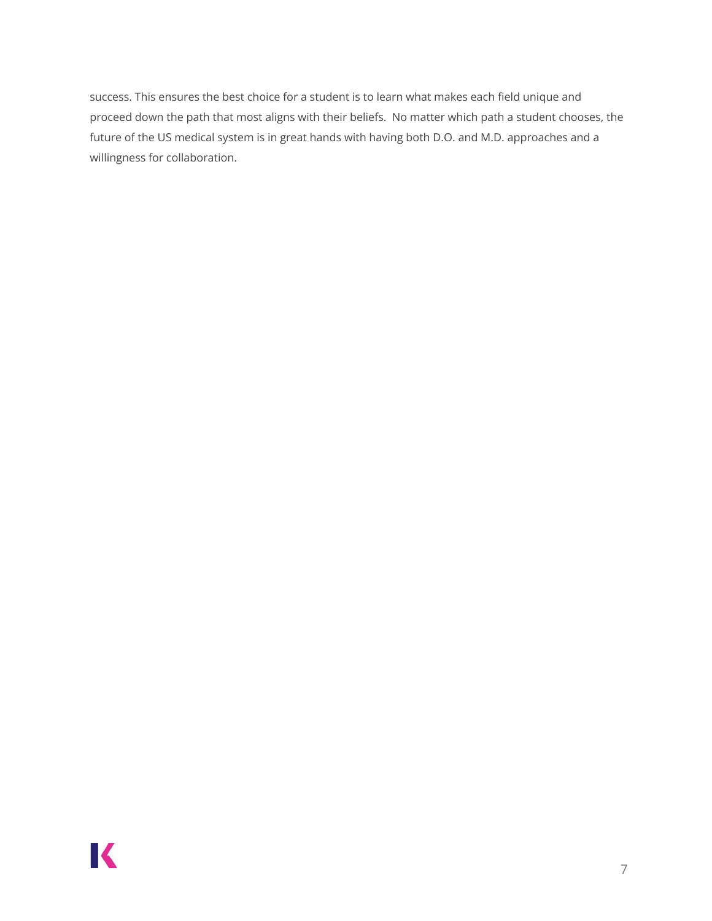success. This ensures the best choice for a student is to learn what makes each field unique and proceed down the path that most aligns with their beliefs.  No matter which path a student chooses, the future of the US medical system is in great hands with having both D.O. and M.D. approaches and a willingness for collaboration.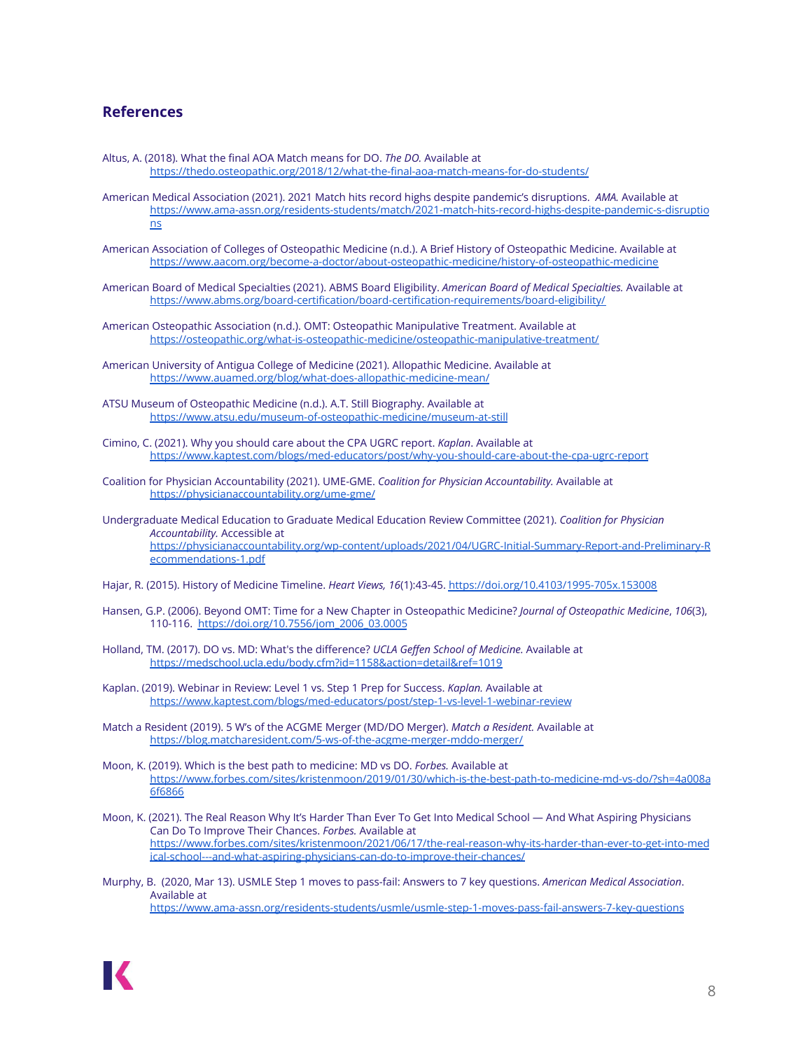## References

Altus, A. (2018). What the final AOA Match means for DO. *The DO.* Available at https://thedo.osteopathic.org/2018/12/what-the-final-aoa-match-means-for-do-students/

American Medical Association (2021). 2021 Match hits record highs despite pandemic's disruptions. *AMA.* Available at https://www.ama-assn.org/residents-students/match/2021-match-hits-record-highs-despite-pandemic-s-disruptions

American Association of Colleges of Osteopathic Medicine (n.d.). A Brief History of Osteopathic Medicine. Available at https://www.aacom.org/become-a-doctor/about-osteopathic-medicine/history-of-osteopathic-medicine

American Board of Medical Specialties (2021). ABMS Board Eligibility. *American Board of Medical Specialties.* Available at https://www.abms.org/board-certification/board-certification-requirements/board-eligibility/

American Osteopathic Association (n.d.). OMT: Osteopathic Manipulative Treatment. Available at https://osteopathic.org/what-is-osteopathic-medicine/osteopathic-manipulative-treatment/

American University of Antigua College of Medicine (2021). Allopathic Medicine. Available at https://www.auamed.org/blog/what-does-allopathic-medicine-mean/

ATSU Museum of Osteopathic Medicine (n.d.). A.T. Still Biography. Available at https://www.atsu.edu/museum-of-osteopathic-medicine/museum-at-still

Cimino, C. (2021). Why you should care about the CPA UGRC report. *Kaplan*. Available at https://www.kaptest.com/blogs/med-educators/post/why-you-should-care-about-the-cpa-ugrc-report

Coalition for Physician Accountability (2021). UME-GME. *Coalition for Physician Accountability.* Available at https://physicianaccountability.org/ume-gme/

Undergraduate Medical Education to Graduate Medical Education Review Committee (2021). *Coalition for Physician Accountability.* Accessible at https://physicianaccountability.org/wp-content/uploads/2021/04/UGRC-Initial-Summary-Report-and-Preliminary-Recommendations-1.pdf

Hajar, R. (2015). History of Medicine Timeline. *Heart Views, 16*(1):43-45. https://doi.org/10.4103/1995-705x.153008

Hansen, G.P. (2006). Beyond OMT: Time for a New Chapter in Osteopathic Medicine? *Journal of Osteopathic Medicine*, *106*(3), 110-116. https://doi.org/10.7556/jom_2006_03.0005

Holland, TM. (2017). DO vs. MD: What's the difference? *UCLA Geffen School of Medicine.* Available at https://medschool.ucla.edu/body.cfm?id=1158&action=detail&ref=1019

Kaplan. (2019). Webinar in Review: Level 1 vs. Step 1 Prep for Success. *Kaplan.* Available at https://www.kaptest.com/blogs/med-educators/post/step-1-vs-level-1-webinar-review

Match a Resident (2019). 5 W's of the ACGME Merger (MD/DO Merger). *Match a Resident.* Available at https://blog.matcharesident.com/5-ws-of-the-acgme-merger-mddo-merger/

Moon, K. (2019). Which is the best path to medicine: MD vs DO. *Forbes.* Available at https://www.forbes.com/sites/kristenmoon/2019/01/30/which-is-the-best-path-to-medicine-md-vs-do/?sh=4a008a6f6866

Moon, K. (2021). The Real Reason Why It's Harder Than Ever To Get Into Medical School — And What Aspiring Physicians Can Do To Improve Their Chances. *Forbes.* Available at https://www.forbes.com/sites/kristenmoon/2021/06/17/the-real-reason-why-its-harder-than-ever-to-get-into-medical-school---and-what-aspiring-physicians-can-do-to-improve-their-chances/

Murphy, B. (2020, Mar 13). USMLE Step 1 moves to pass-fail: Answers to 7 key questions. *American Medical Association*. Available at https://www.ama-assn.org/residents-students/usmle/usmle-step-1-moves-pass-fail-answers-7-key-questions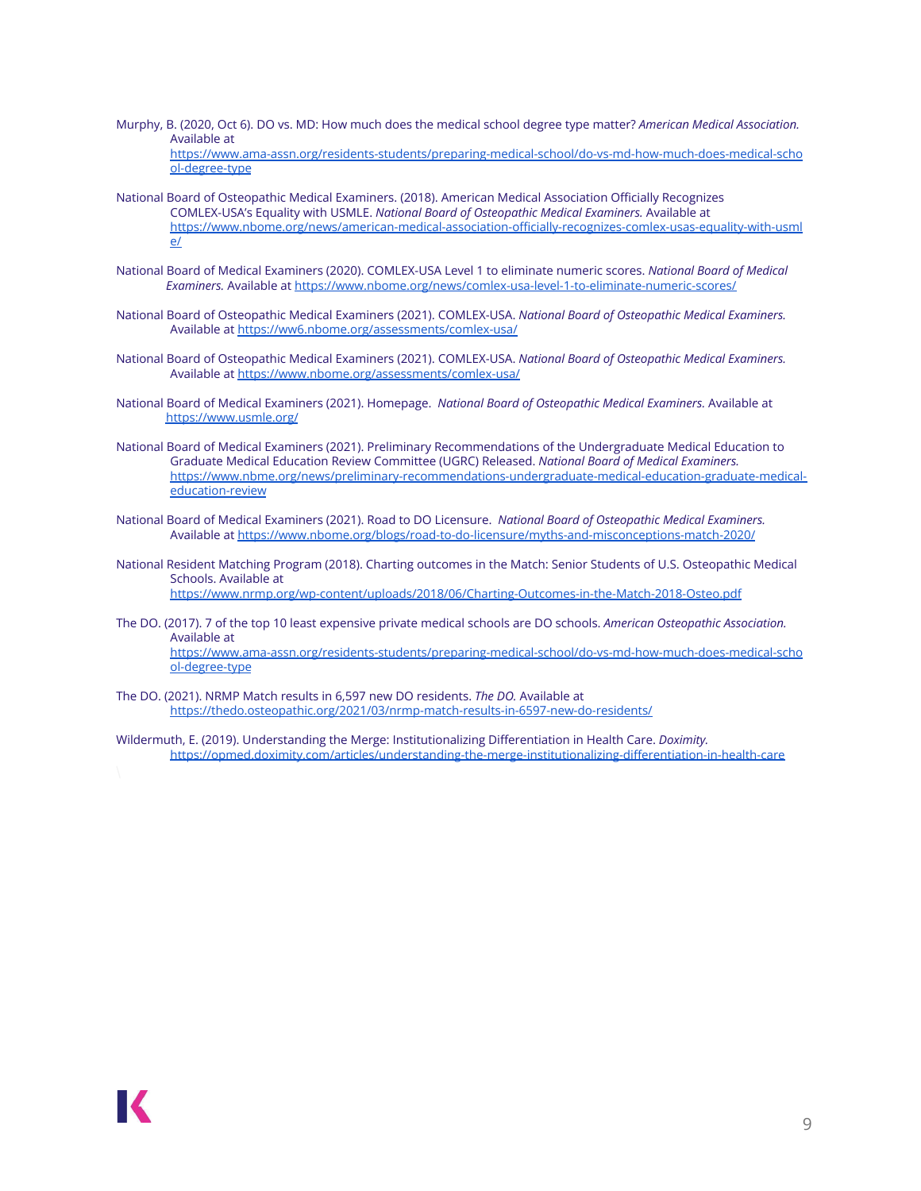Murphy, B. (2020, Oct 6). DO vs. MD: How much does the medical school degree type matter? *American Medical Association.* Available at https://www.ama-assn.org/residents-students/preparing-medical-school/do-vs-md-how-much-does-medical-school-degree-type

National Board of Osteopathic Medical Examiners. (2018). American Medical Association Officially Recognizes COMLEX-USA's Equality with USMLE. *National Board of Osteopathic Medical Examiners.* Available at https://www.nbome.org/news/american-medical-association-officially-recognizes-comlex-usas-equality-with-usmle/

National Board of Medical Examiners (2020). COMLEX-USA Level 1 to eliminate numeric scores. *National Board of Medical Examiners.* Available at https://www.nbome.org/news/comlex-usa-level-1-to-eliminate-numeric-scores/

National Board of Osteopathic Medical Examiners (2021). COMLEX-USA. *National Board of Osteopathic Medical Examiners.* Available at https://ww6.nbome.org/assessments/comlex-usa/

National Board of Osteopathic Medical Examiners (2021). COMLEX-USA. *National Board of Osteopathic Medical Examiners.* Available at https://www.nbome.org/assessments/comlex-usa/

National Board of Medical Examiners (2021). Homepage. *National Board of Osteopathic Medical Examiners.* Available at https://www.usmle.org/

National Board of Medical Examiners (2021). Preliminary Recommendations of the Undergraduate Medical Education to Graduate Medical Education Review Committee (UGRC) Released. *National Board of Medical Examiners.* https://www.nbme.org/news/preliminary-recommendations-undergraduate-medical-education-graduate-medical-education-review

National Board of Medical Examiners (2021). Road to DO Licensure. *National Board of Osteopathic Medical Examiners.* Available at https://www.nbome.org/blogs/road-to-do-licensure/myths-and-misconceptions-match-2020/

National Resident Matching Program (2018). Charting outcomes in the Match: Senior Students of U.S. Osteopathic Medical Schools. Available at https://www.nrmp.org/wp-content/uploads/2018/06/Charting-Outcomes-in-the-Match-2018-Osteo.pdf

The DO. (2017). 7 of the top 10 least expensive private medical schools are DO schools. *American Osteopathic Association.* Available at https://www.ama-assn.org/residents-students/preparing-medical-school/do-vs-md-how-much-does-medical-school-degree-type

The DO. (2021). NRMP Match results in 6,597 new DO residents. *The DO.* Available at https://thedo.osteopathic.org/2021/03/nrmp-match-results-in-6597-new-do-residents/

Wildermuth, E. (2019). Understanding the Merge: Institutionalizing Differentiation in Health Care. *Doximity.* https://opmed.doximity.com/articles/understanding-the-merge-institutionalizing-differentiation-in-health-care